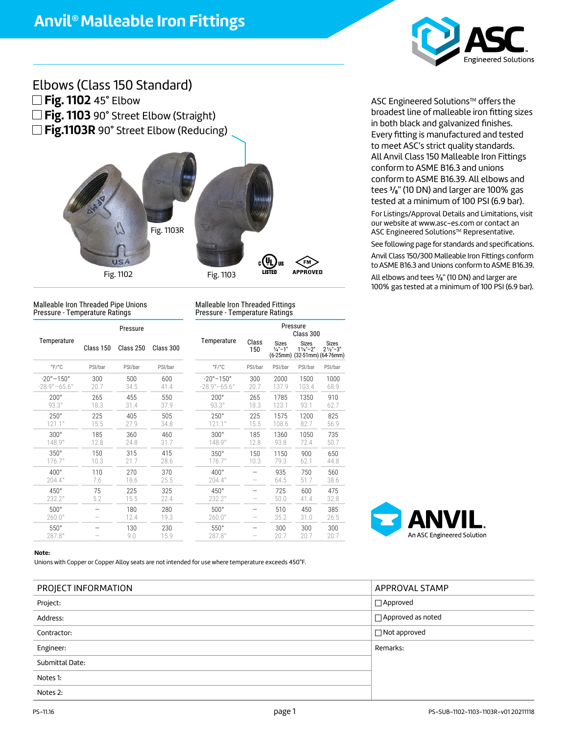# Anvil® Malleable Iron Fittings

## Elbows (Class 150 Standard)

☐ **Fig. 1102** 45° Elbow
☐ **Fig. 1103** 90° Street Elbow (Straight)
☐ **Fig.1103R** 90° Street Elbow (Reducing)

Fig. 1103R

Fig. 1102

Fig. 1103

ASC Engineered Solutions™ offers the broadest line of malleable iron fitting sizes in both black and galvanized finishes. Every fitting is manufactured and tested to meet ASC's strict quality standards. All Anvil Class 150 Malleable Iron Fittings conform to ASME B16.3 and unions conform to ASME B16.39. All elbows and tees ³⁄₈" (10 DN) and larger are 100% gas tested at a minimum of 100 PSI (6.9 bar).

For Listings/Approval Details and Limitations, visit our website at www.asc-es.com or contact an ASC Engineered Solutions™ Representative.

See following page for standards and specifications.

Anvil Class 150/300 Malleable Iron Fittings conform to ASME B16.3 and Unions conform to ASME B16.39.

All elbows and tees ³⁄₈" (10 DN) and larger are 100% gas tested at a minimum of 100 PSI (6.9 bar).

### Malleable Iron Threaded Pipe Unions Pressure - Temperature Ratings

| Temperature | Pressure Class 150 | Pressure Class 250 | Pressure Class 300 |
|---|---|---|---|
| °F/°C | PSI/bar | PSI/bar | PSI/bar |
| -20°–150° / -28.9°–65.6° | 300 / 20.7 | 500 / 34.5 | 600 / 41.4 |
| 200° / 93.3° | 265 / 18.3 | 455 / 31.4 | 550 / 37.9 |
| 250° / 121.1° | 225 / 15.5 | 405 / 27.9 | 505 / 34.8 |
| 300° / 148.9° | 185 / 12.8 | 360 / 24.8 | 460 / 31.7 |
| 350° / 176.7° | 150 / 10.3 | 315 / 21.7 | 415 / 28.6 |
| 400° / 204.4° | 110 / 7.6 | 270 / 18.6 | 370 / 25.5 |
| 450° / 232.2° | 75 / 5.2 | 225 / 15.5 | 325 / 22.4 |
| 500° / 260.0° | – / – | 180 / 12.4 | 280 / 19.3 |
| 550° / 287.8° | – / – | 130 / 9.0 | 230 / 15.9 |

### Malleable Iron Threaded Fittings Pressure - Temperature Ratings

| Temperature | Pressure Class 150 | Class 300 Sizes ¼"–1" (6-25mm) | Class 300 Sizes 1¼"–2" (32-51mm) | Class 300 Sizes 2½"–3" (64-76mm) |
|---|---|---|---|---|
| °F/°C | PSI/bar | PSI/bar | PSI/bar | PSI/bar |
| -20°–150° / -28.9°–65.6° | 300 / 20.7 | 2000 / 137.9 | 1500 / 103.4 | 1000 / 68.9 |
| 200° / 93.3° | 265 / 18.3 | 1785 / 123.1 | 1350 / 93.1 | 910 / 62.7 |
| 250° / 121.1° | 225 / 15.5 | 1575 / 108.6 | 1200 / 82.7 | 825 / 56.9 |
| 300° / 148.9° | 185 / 12.8 | 1360 / 93.8 | 1050 / 72.4 | 735 / 50.7 |
| 350° / 176.7° | 150 / 10.3 | 1150 / 79.3 | 900 / 62.1 | 650 / 44.8 |
| 400° / 204.4° | – / – | 935 / 64.5 | 750 / 51.7 | 560 / 38.6 |
| 450° / 232.2° | – / – | 725 / 50.0 | 600 / 41.4 | 475 / 32.8 |
| 500° / 260.0° | – / – | 510 / 35.2 | 450 / 31.0 | 385 / 26.5 |
| 550° / 287.8° | – / – | 300 / 20.7 | 300 / 20.7 | 300 / 20.7 |

**Note:**
Unions with Copper or Copper Alloy seats are not intended for use where temperature exceeds 450°F.

| PROJECT INFORMATION | APPROVAL STAMP |
|---|---|
| Project: | ☐ Approved |
| Address: | ☐ Approved as noted |
| Contractor: | ☐ Not approved |
| Engineer: | Remarks: |
| Submittal Date: | |
| Notes 1: | |
| Notes 2: | |

PS-11.16

PS-SUB-1102-1103-1103R-v01 20211118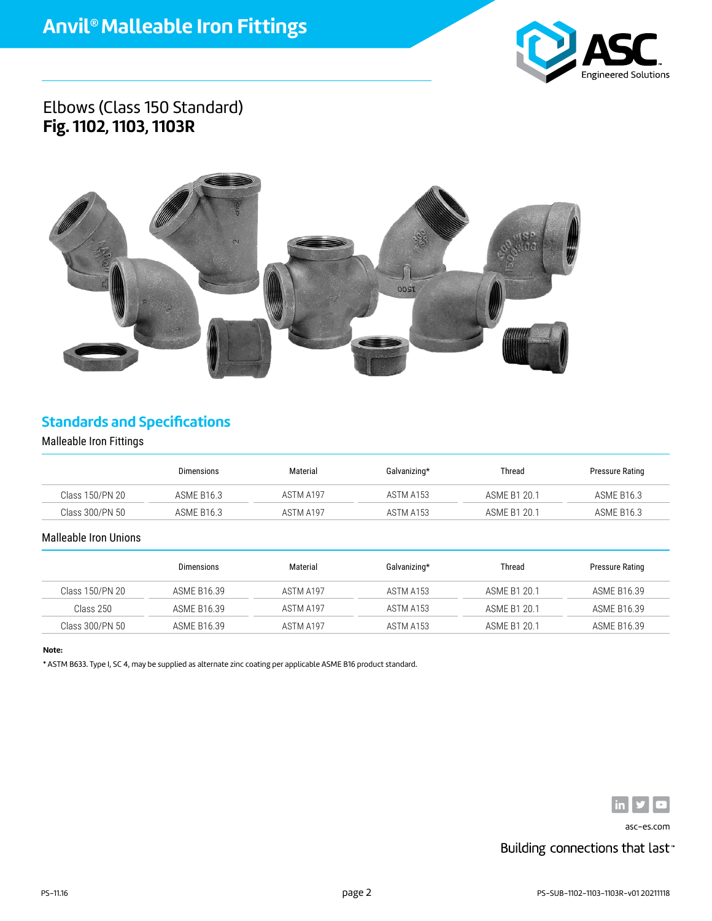# Anvil® Malleable Iron Fittings

## Elbows (Class 150 Standard)
**Fig. 1102, 1103, 1103R**

## Standards and Specifications

### Malleable Iron Fittings

| | Dimensions | Material | Galvanizing* | Thread | Pressure Rating |
|---|---|---|---|---|---|
| Class 150/PN 20 | ASME B16.3 | ASTM A197 | ASTM A153 | ASME B1 20.1 | ASME B16.3 |
| Class 300/PN 50 | ASME B16.3 | ASTM A197 | ASTM A153 | ASME B1 20.1 | ASME B16.3 |

### Malleable Iron Unions

| | Dimensions | Material | Galvanizing* | Thread | Pressure Rating |
|---|---|---|---|---|---|
| Class 150/PN 20 | ASME B16.39 | ASTM A197 | ASTM A153 | ASME B1 20.1 | ASME B16.39 |
| Class 250 | ASME B16.39 | ASTM A197 | ASTM A153 | ASME B1 20.1 | ASME B16.39 |
| Class 300/PN 50 | ASME B16.39 | ASTM A197 | ASTM A153 | ASME B1 20.1 | ASME B16.39 |

**Note:**

* ASTM B633. Type I, SC 4, may be supplied as alternate zinc coating per applicable ASME B16 product standard.

asc-es.com

Building connections that last™

PS-11.16

PS-SUB-1102-1103-1103R-v01 20211118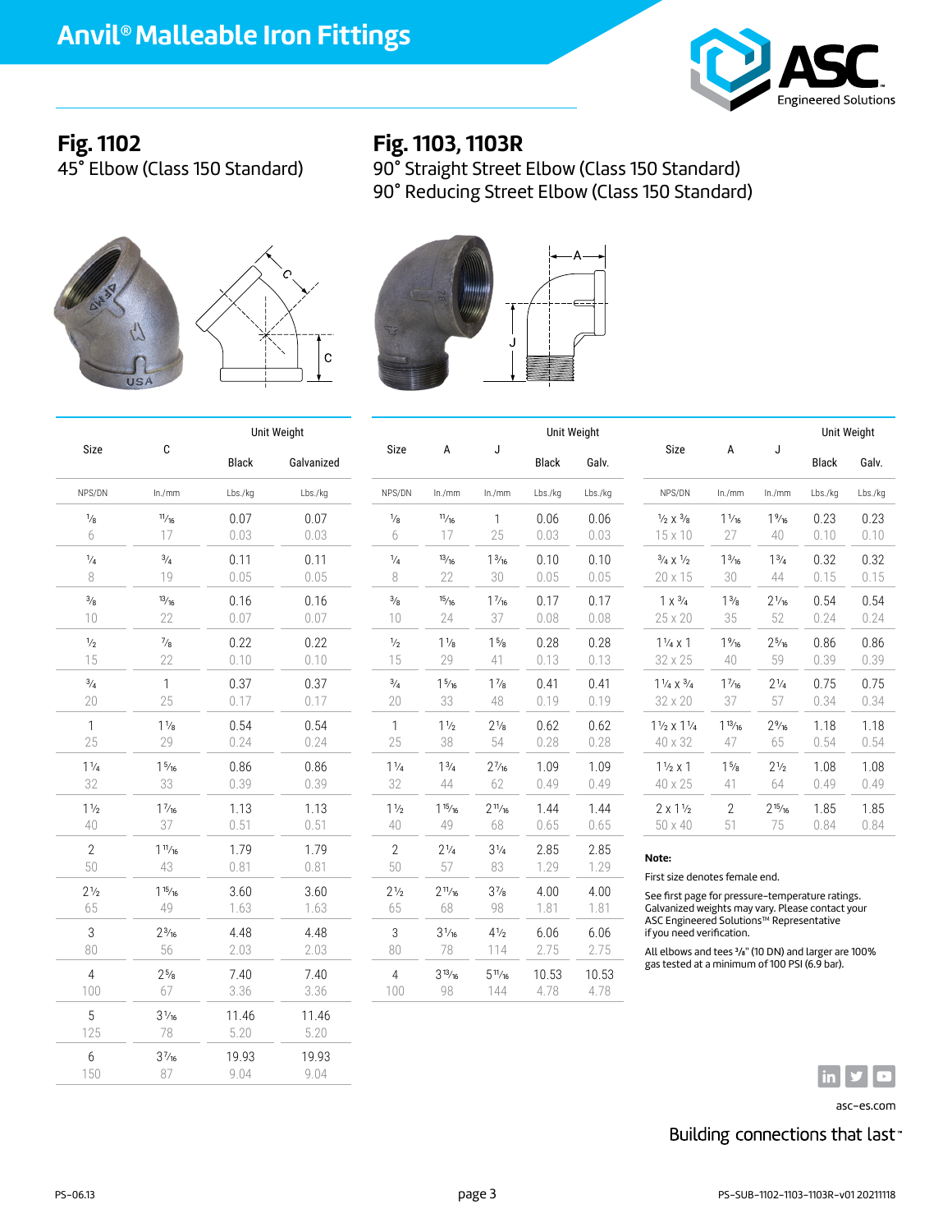# Anvil® Malleable Iron Fittings

## Fig. 1102

45° Elbow (Class 150 Standard)

| Size | C | Unit Weight | |
|---|---|---|---|
| | | Black | Galvanized |
| NPS/DN | In./mm | Lbs./kg | Lbs./kg |
| 1/8<br>6 | 11/16<br>17 | 0.07<br>0.03 | 0.07<br>0.03 |
| 1/4<br>8 | 3/4<br>19 | 0.11<br>0.05 | 0.11<br>0.05 |
| 3/8<br>10 | 13/16<br>22 | 0.16<br>0.07 | 0.16<br>0.07 |
| 1/2<br>15 | 7/8<br>22 | 0.22<br>0.10 | 0.22<br>0.10 |
| 3/4<br>20 | 1<br>25 | 0.37<br>0.17 | 0.37<br>0.17 |
| 1<br>25 | 1 1/8<br>29 | 0.54<br>0.24 | 0.54<br>0.24 |
| 1 1/4<br>32 | 1 5/16<br>33 | 0.86<br>0.39 | 0.86<br>0.39 |
| 1 1/2<br>40 | 1 7/16<br>37 | 1.13<br>0.51 | 1.13<br>0.51 |
| 2<br>50 | 1 11/16<br>43 | 1.79<br>0.81 | 1.79<br>0.81 |
| 2 1/2<br>65 | 1 15/16<br>49 | 3.60<br>1.63 | 3.60<br>1.63 |
| 3<br>80 | 2 3/16<br>56 | 4.48<br>2.03 | 4.48<br>2.03 |
| 4<br>100 | 2 5/8<br>67 | 7.40<br>3.36 | 7.40<br>3.36 |
| 5<br>125 | 3 1/16<br>78 | 11.46<br>5.20 | 11.46<br>5.20 |
| 6<br>150 | 3 7/16<br>87 | 19.93<br>9.04 | 19.93<br>9.04 |

## Fig. 1103, 1103R

90° Straight Street Elbow (Class 150 Standard)
90° Reducing Street Elbow (Class 150 Standard)

| Size | A | J | Unit Weight | |
|---|---|---|---|---|
| | | | Black | Galv. |
| NPS/DN | In./mm | In./mm | Lbs./kg | Lbs./kg |
| 1/8<br>6 | 11/16<br>17 | 1<br>25 | 0.06<br>0.03 | 0.06<br>0.03 |
| 1/4<br>8 | 13/16<br>22 | 1 3/16<br>30 | 0.10<br>0.05 | 0.10<br>0.05 |
| 3/8<br>10 | 15/16<br>24 | 1 7/16<br>37 | 0.17<br>0.08 | 0.17<br>0.08 |
| 1/2<br>15 | 1 1/8<br>29 | 1 5/8<br>41 | 0.28<br>0.13 | 0.28<br>0.13 |
| 3/4<br>20 | 1 5/16<br>33 | 1 7/8<br>48 | 0.41<br>0.19 | 0.41<br>0.19 |
| 1<br>25 | 1 1/2<br>38 | 2 1/8<br>54 | 0.62<br>0.28 | 0.62<br>0.28 |
| 1 1/4<br>32 | 1 3/4<br>44 | 2 7/16<br>62 | 1.09<br>0.49 | 1.09<br>0.49 |
| 1 1/2<br>40 | 1 15/16<br>49 | 2 11/16<br>68 | 1.44<br>0.65 | 1.44<br>0.65 |
| 2<br>50 | 2 1/4<br>57 | 3 1/4<br>83 | 2.85<br>1.29 | 2.85<br>1.29 |
| 2 1/2<br>65 | 2 11/16<br>68 | 3 7/8<br>98 | 4.00<br>1.81 | 4.00<br>1.81 |
| 3<br>80 | 3 1/16<br>78 | 4 1/2<br>114 | 6.06<br>2.75 | 6.06<br>2.75 |
| 4<br>100 | 3 13/16<br>98 | 5 11/16<br>144 | 10.53<br>4.78 | 10.53<br>4.78 |

| Size | A | J | Unit Weight | |
|---|---|---|---|---|
| | | | Black | Galv. |
| NPS/DN | In./mm | In./mm | Lbs./kg | Lbs./kg |
| 1/2 x 3/8<br>15 x 10 | 1 1/16<br>27 | 1 9/16<br>40 | 0.23<br>0.10 | 0.23<br>0.10 |
| 3/4 x 1/2<br>20 x 15 | 1 3/16<br>30 | 1 3/4<br>44 | 0.32<br>0.15 | 0.32<br>0.15 |
| 1 x 3/4<br>25 x 20 | 1 3/8<br>35 | 2 1/16<br>52 | 0.54<br>0.24 | 0.54<br>0.24 |
| 1 1/4 x 1<br>32 x 25 | 1 9/16<br>40 | 2 5/16<br>59 | 0.86<br>0.39 | 0.86<br>0.39 |
| 1 1/4 x 3/4<br>32 x 20 | 1 7/16<br>37 | 2 1/4<br>57 | 0.75<br>0.34 | 0.75<br>0.34 |
| 1 1/2 x 1 1/4<br>40 x 32 | 1 13/16<br>47 | 2 9/16<br>65 | 1.18<br>0.54 | 1.18<br>0.54 |
| 1 1/2 x 1<br>40 x 25 | 1 5/8<br>41 | 2 1/2<br>64 | 1.08<br>0.49 | 1.08<br>0.49 |
| 2 x 1 1/2<br>50 x 40 | 2<br>51 | 2 15/16<br>75 | 1.85<br>0.84 | 1.85<br>0.84 |

**Note:**

First size denotes female end.

See first page for pressure-temperature ratings. Galvanized weights may vary. Please contact your ASC Engineered Solutions™ Representative if you need verification.

All elbows and tees 3/8" (10 DN) and larger are 100% gas tested at a minimum of 100 PSI (6.9 bar).

asc-es.com

Building connections that last™

PS-06.13

PS-SUB-1102-1103-1103R-v01 20211118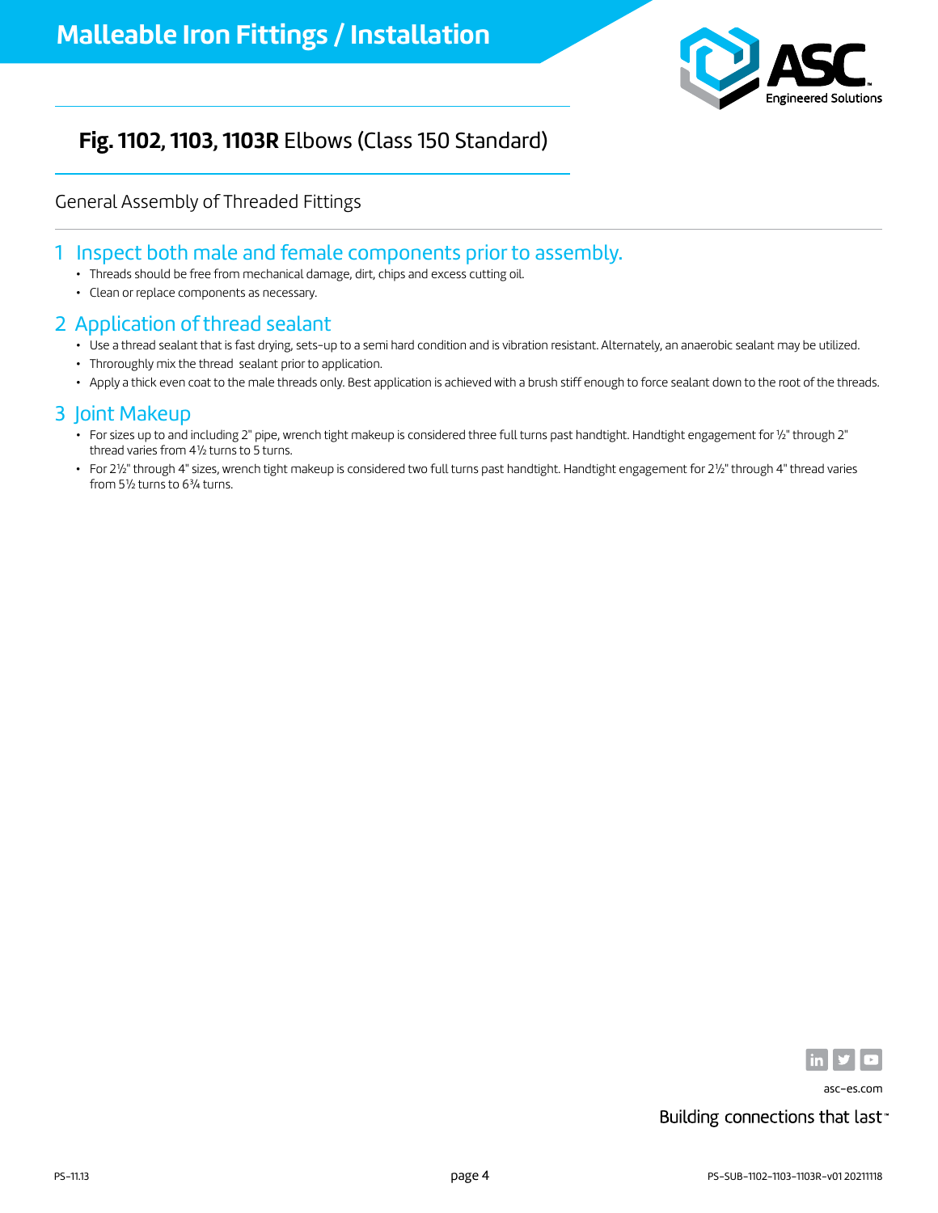# Malleable Iron Fittings / Installation

## **Fig. 1102, 1103, 1103R** Elbows (Class 150 Standard)

General Assembly of Threaded Fittings

### 1 Inspect both male and female components prior to assembly.

- Threads should be free from mechanical damage, dirt, chips and excess cutting oil.
- Clean or replace components as necessary.

### 2 Application of thread sealant

- Use a thread sealant that is fast drying, sets-up to a semi hard condition and is vibration resistant. Alternately, an anaerobic sealant may be utilized.
- Throroughly mix the thread sealant prior to application.
- Apply a thick even coat to the male threads only. Best application is achieved with a brush stiff enough to force sealant down to the root of the threads.

### 3 Joint Makeup

- For sizes up to and including 2" pipe, wrench tight makeup is considered three full turns past handtight. Handtight engagement for ½" through 2" thread varies from 4½ turns to 5 turns.
- For 2½" through 4" sizes, wrench tight makeup is considered two full turns past handtight. Handtight engagement for 2½" through 4" thread varies from 5½ turns to 6¾ turns.

asc-es.com

Building connections that last™